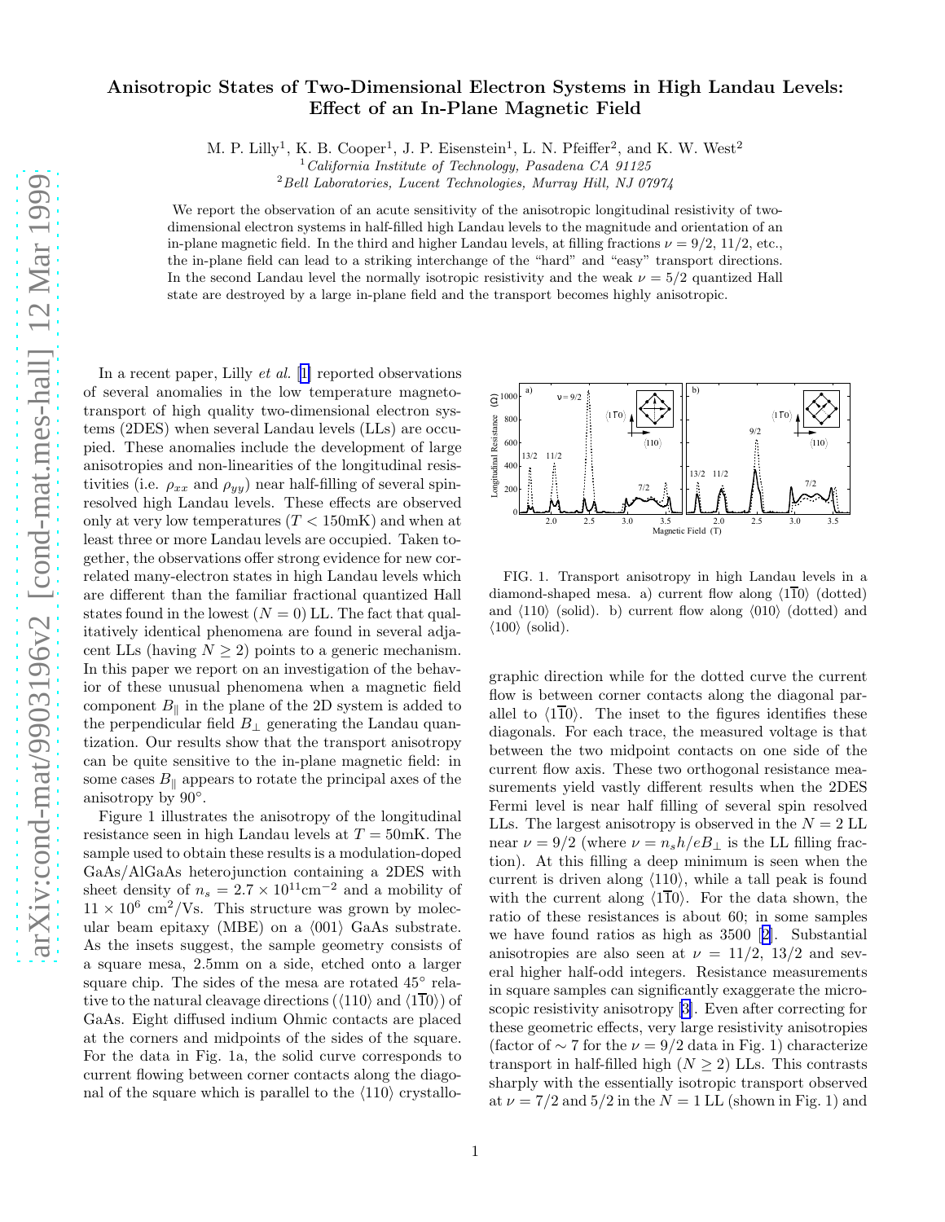# Anisotropic States of Two-Dimensional Electron Systems in High Landau Levels: Effect of an In-Plane Magnetic Field

M. P. Lilly[1], K. B. Cooper[1], J. P. Eisenstein[1], L. N. Pfeiffer[2], and K. W. West[2]

[1]*California Institute of Technology, Pasadena CA 91125*

[2]*Bell Laboratories, Lucent Technologies, Murray Hill, NJ 07974*

We report the observation of an acute sensitivity of the anisotropic longitudinal resistivity of two-dimensional electron systems in half-filled high Landau levels to the magnitude and orientation of an in-plane magnetic field. In the third and higher Landau levels, at filling fractions $\nu = 9/2$, $11/2$, etc., the in-plane field can lead to a striking interchange of the "hard" and "easy" transport directions. In the second Landau level the normally isotropic resistivity and the weak $\nu = 5/2$ quantized Hall state are destroyed by a large in-plane field and the transport becomes highly anisotropic.

In a recent paper, Lilly *et al.* [1] reported observations of several anomalies in the low temperature magnetotransport of high quality two-dimensional electron systems (2DES) when several Landau levels (LLs) are occupied. These anomalies include the development of large anisotropies and non-linearities of the longitudinal resistivities (i.e. $\rho_{xx}$ and $\rho_{yy}$) near half-filling of several spin-resolved high Landau levels. These effects are observed only at very low temperatures ($T < 150$mK) and when at least three or more Landau levels are occupied. Taken together, the observations offer strong evidence for new correlated many-electron states in high Landau levels which are different than the familiar fractional quantized Hall states found in the lowest ($N = 0$) LL. The fact that qualitatively identical phenomena are found in several adjacent LLs (having $N \geq 2$) points to a generic mechanism. In this paper we report on an investigation of the behavior of these unusual phenomena when a magnetic field component $B_\parallel$ in the plane of the 2D system is added to the perpendicular field $B_\perp$ generating the Landau quantization. Our results show that the transport anisotropy can be quite sensitive to the in-plane magnetic field: in some cases $B_\parallel$ appears to rotate the principal axes of the anisotropy by 90°.

Figure 1 illustrates the anisotropy of the longitudinal resistance seen in high Landau levels at $T = 50$mK. The sample used to obtain these results is a modulation-doped GaAs/AlGaAs heterojunction containing a 2DES with sheet density of $n_s = 2.7 \times 10^{11}\text{cm}^{-2}$ and a mobility of $11 \times 10^6$ cm$^2$/Vs. This structure was grown by molecular beam epitaxy (MBE) on a $\langle 001 \rangle$ GaAs substrate. As the insets suggest, the sample geometry consists of a square mesa, 2.5mm on a side, etched onto a larger square chip. The sides of the mesa are rotated 45° relative to the natural cleavage directions ($\langle 110 \rangle$ and $\langle 1\overline{1}0 \rangle$) of GaAs. Eight diffused indium Ohmic contacts are placed at the corners and midpoints of the sides of the square. For the data in Fig. 1a, the solid curve corresponds to current flowing between corner contacts along the diagonal of the square which is parallel to the $\langle 110 \rangle$ crystallographic direction while for the dotted curve the current flow is between corner contacts along the diagonal parallel to $\langle 1\overline{1}0 \rangle$. The inset to the figures identifies these diagonals. For each trace, the measured voltage is that between the two midpoint contacts on one side of the current flow axis. These two orthogonal resistance measurements yield vastly different results when the 2DES Fermi level is near half filling of several spin resolved LLs. The largest anisotropy is observed in the $N = 2$ LL near $\nu = 9/2$ (where $\nu = n_s h/eB_\perp$ is the LL filling fraction). At this filling a deep minimum is seen when the current is driven along $\langle 110 \rangle$, while a tall peak is found with the current along $\langle 1\overline{1}0 \rangle$. For the data shown, the ratio of these resistances is about 60; in some samples we have found ratios as high as 3500 [2]. Substantial anisotropies are also seen at $\nu = 11/2$, $13/2$ and several higher half-odd integers. Resistance measurements in square samples can significantly exaggerate the microscopic resistivity anisotropy [3]. Even after correcting for these geometric effects, very large resistivity anisotropies (factor of $\sim 7$ for the $\nu = 9/2$ data in Fig. 1) characterize transport in half-filled high ($N \geq 2$) LLs. This contrasts sharply with the essentially isotropic transport observed at $\nu = 7/2$ and $5/2$ in the $N = 1$ LL (shown in Fig. 1) and

FIG. 1. Transport anisotropy in high Landau levels in a diamond-shaped mesa. a) current flow along $\langle 1\overline{1}0 \rangle$ (dotted) and $\langle 110 \rangle$ (solid). b) current flow along $\langle 010 \rangle$ (dotted) and $\langle 100 \rangle$ (solid).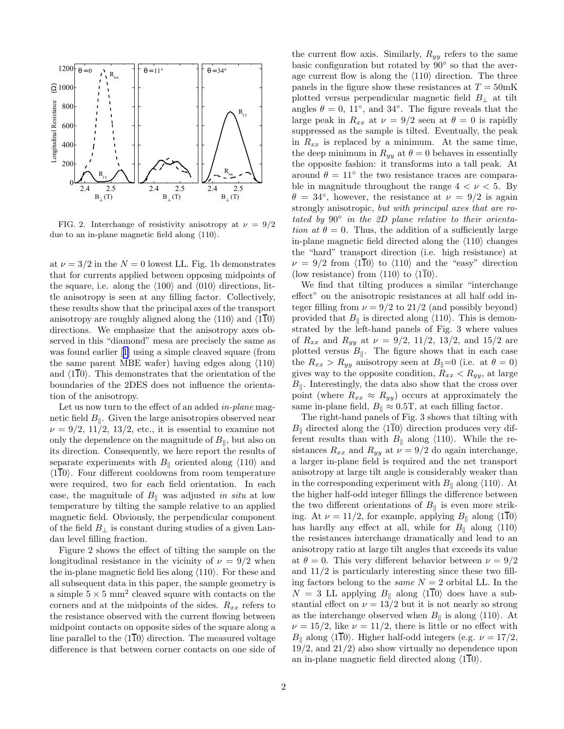FIG. 2. Interchange of resistivity anisotropy at $\nu = 9/2$ due to an in-plane magnetic field along $\langle 110 \rangle$.

at $\nu = 3/2$ in the $N = 0$ lowest LL. Fig. 1b demonstrates that for currents applied between opposing midpoints of the square, i.e. along the $\langle 100 \rangle$ and $\langle 010 \rangle$ directions, little anisotropy is seen at any filling factor. Collectively, these results show that the principal axes of the transport anisotropy are roughly aligned along the $\langle 110 \rangle$ and $\langle 1\overline{1}0 \rangle$ directions. We emphasize that the anisotropy axes observed in this "diamond" mesa are precisely the same as was found earlier [1] using a simple cleaved square (from the same parent MBE wafer) having edges along $\langle 110 \rangle$ and $\langle 1\overline{1}0 \rangle$. This demonstrates that the orientation of the boundaries of the 2DES does not influence the orientation of the anisotropy.

Let us now turn to the effect of an added *in-plane* magnetic field $B_\parallel$. Given the large anisotropies observed near $\nu = 9/2$, $11/2$, $13/2$, etc., it is essential to examine not only the dependence on the magnitude of $B_\parallel$, but also on its direction. Consequently, we here report the results of separate experiments with $B_\parallel$ oriented along $\langle 110 \rangle$ and $\langle 1\overline{1}0 \rangle$. Four different cooldowns from room temperature were required, two for each field orientation. In each case, the magnitude of $B_\parallel$ was adjusted *in situ* at low temperature by tilting the sample relative to an applied magnetic field. Obviously, the perpendicular component of the field $B_\perp$ is constant during studies of a given Landau level filling fraction.

Figure 2 shows the effect of tilting the sample on the longitudinal resistance in the vicinity of $\nu = 9/2$ when the in-plane magnetic field lies along $\langle 110 \rangle$. For these and all subsequent data in this paper, the sample geometry is a simple $5 \times 5$ mm$^2$ cleaved square with contacts on the corners and at the midpoints of the sides. $R_{xx}$ refers to the resistance observed with the current flowing between midpoint contacts on opposite sides of the square along a line parallel to the $\langle 1\overline{1}0 \rangle$ direction. The measured voltage difference is that between corner contacts on one side of the current flow axis. Similarly, $R_{yy}$ refers to the same basic configuration but rotated by $90°$ so that the average current flow is along the $\langle 110 \rangle$ direction. The three panels in the figure show these resistances at $T = 50$mK plotted versus perpendicular magnetic field $B_\perp$ at tilt angles $\theta = 0$, $11°$, and $34°$. The figure reveals that the large peak in $R_{xx}$ at $\nu = 9/2$ seen at $\theta = 0$ is rapidly suppressed as the sample is tilted. Eventually, the peak in $R_{xx}$ is replaced by a minimum. At the same time, the deep minimum in $R_{yy}$ at $\theta = 0$ behaves in essentially the opposite fashion: it transforms into a tall peak. At around $\theta = 11°$ the two resistance traces are comparable in magnitude throughout the range $4 < \nu < 5$. By $\theta = 34°$, however, the resistance at $\nu = 9/2$ is again strongly anisotropic, *but with principal axes that are rotated by* $90°$ *in the 2D plane relative to their orientation at* $\theta = 0$. Thus, the addition of a sufficiently large in-plane magnetic field directed along the $\langle 110 \rangle$ changes the "hard" transport direction (i.e. high resistance) at $\nu = 9/2$ from $\langle 1\overline{1}0 \rangle$ to $\langle 110 \rangle$ and the "easy" direction (low resistance) from $\langle 110 \rangle$ to $\langle 1\overline{1}0 \rangle$.

We find that tilting produces a similar "interchange effect" on the anisotropic resistances at all half odd integer filling from $\nu = 9/2$ to $21/2$ (and possibly beyond) provided that $B_\parallel$ is directed along $\langle 110 \rangle$. This is demonstrated by the left-hand panels of Fig. 3 where values of $R_{xx}$ and $R_{yy}$ at $\nu = 9/2$, $11/2$, $13/2$, and $15/2$ are plotted versus $B_\parallel$. The figure shows that in each case the $R_{xx} > R_{yy}$ anisotropy seen at $B_\parallel$=0 (i.e. at $\theta = 0$) gives way to the opposite condition, $R_{xx} < R_{yy}$, at large $B_\parallel$. Interestingly, the data also show that the cross over point (where $R_{xx} \approx R_{yy}$) occurs at approximately the same in-plane field, $B_\parallel \approx 0.5$T, at each filling factor.

The right-hand panels of Fig. 3 shows that tilting with $B_\parallel$ directed along the $\langle 1\overline{1}0 \rangle$ direction produces very different results than with $B_\parallel$ along $\langle 110 \rangle$. While the resistances $R_{xx}$ and $R_{yy}$ at $\nu = 9/2$ do again interchange, a larger in-plane field is required and the net transport anisotropy at large tilt angle is considerably weaker than in the corresponding experiment with $B_\parallel$ along $\langle 110 \rangle$. At the higher half-odd integer fillings the difference between the two different orientations of $B_\parallel$ is even more striking. At $\nu = 11/2$, for example, applying $B_\parallel$ along $\langle 1\overline{1}0 \rangle$ has hardly any effect at all, while for $B_\parallel$ along $\langle 110 \rangle$ the resistances interchange dramatically and lead to an anisotropy ratio at large tilt angles that exceeds its value at $\theta = 0$. This very different behavior between $\nu = 9/2$ and $11/2$ is particularly interesting since these two filling factors belong to the *same* $N = 2$ orbital LL. In the $N = 3$ LL applying $B_\parallel$ along $\langle 1\overline{1}0 \rangle$ does have a substantial effect on $\nu = 13/2$ but it is not nearly so strong as the interchange observed when $B_\parallel$ is along $\langle 110 \rangle$. At $\nu = 15/2$, like $\nu = 11/2$, there is little or no effect with $B_\parallel$ along $\langle 1\overline{1}0 \rangle$. Higher half-odd integers (e.g. $\nu = 17/2$, $19/2$, and $21/2$) also show virtually no dependence upon an in-plane magnetic field directed along $\langle 1\overline{1}0 \rangle$.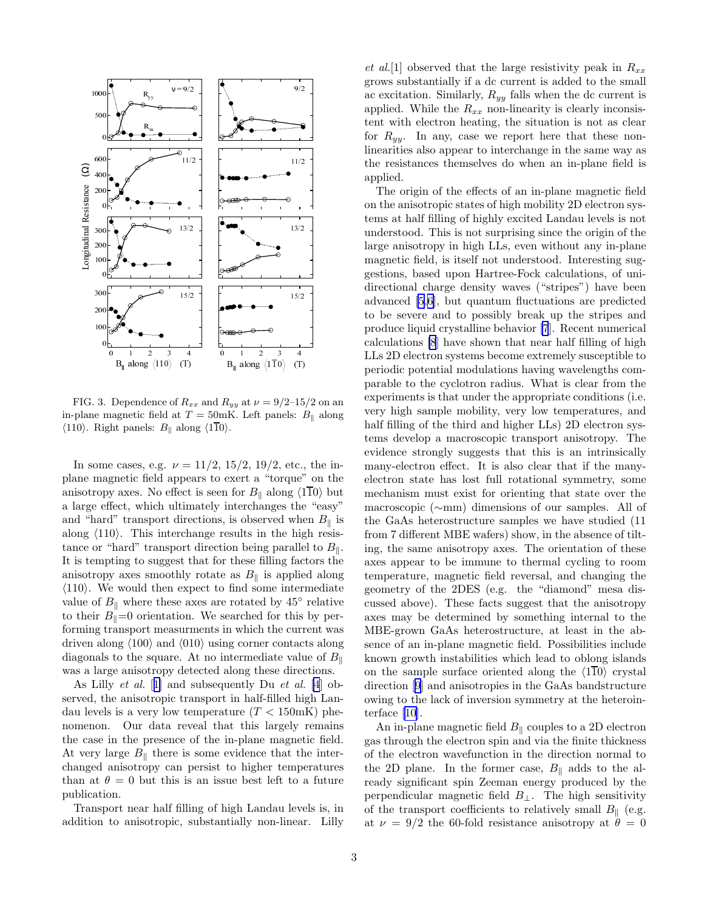FIG. 3. Dependence of $R_{xx}$ and $R_{yy}$ at $\nu = 9/2$–$15/2$ on an in-plane magnetic field at $T = 50$mK. Left panels: $B_\parallel$ along $\langle 110 \rangle$. Right panels: $B_\parallel$ along $\langle 1\overline{1}0 \rangle$.

In some cases, e.g. $\nu = 11/2$, $15/2$, $19/2$, etc., the in-plane magnetic field appears to exert a "torque" on the anisotropy axes. No effect is seen for $B_\parallel$ along $\langle 1\overline{1}0 \rangle$ but a large effect, which ultimately interchanges the "easy" and "hard" transport directions, is observed when $B_\parallel$ is along $\langle 110 \rangle$. This interchange results in the high resistance or "hard" transport direction being parallel to $B_\parallel$. It is tempting to suggest that for these filling factors the anisotropy axes smoothly rotate as $B_\parallel$ is applied along $\langle 110 \rangle$. We would then expect to find some intermediate value of $B_\parallel$ where these axes are rotated by 45° relative to their $B_\parallel$=0 orientation. We searched for this by performing transport measurments in which the current was driven along $\langle 100 \rangle$ and $\langle 010 \rangle$ using corner contacts along diagonals to the square. At no intermediate value of $B_\parallel$ was a large anisotropy detected along these directions.

As Lilly *et al.* [1] and subsequently Du *et al.* [4] observed, the anisotropic transport in half-filled high Landau levels is a very low temperature ($T < 150$mK) phenomenon. Our data reveal that this largely remains the case in the presence of the in-plane magnetic field. At very large $B_\parallel$ there is some evidence that the interchanged anisotropy can persist to higher temperatures than at $\theta = 0$ but this is an issue best left to a future publication.

Transport near half filling of high Landau levels is, in addition to anisotropic, substantially non-linear. Lilly *et al.*[1] observed that the large resistivity peak in $R_{xx}$ grows substantially if a dc current is added to the small ac excitation. Similarly, $R_{yy}$ falls when the dc current is applied. While the $R_{xx}$ non-linearity is clearly inconsistent with electron heating, the situation is not as clear for $R_{yy}$. In any, case we report here that these non-linearities also appear to interchange in the same way as the resistances themselves do when an in-plane field is applied.

The origin of the effects of an in-plane magnetic field on the anisotropic states of high mobility 2D electron systems at half filling of highly excited Landau levels is not understood. This is not surprising since the origin of the large anisotropy in high LLs, even without any in-plane magnetic field, is itself not understood. Interesting suggestions, based upon Hartree-Fock calculations, of unidirectional charge density waves ("stripes") have been advanced [5,6], but quantum fluctuations are predicted to be severe and to possibly break up the stripes and produce liquid crystalline behavior [7]. Recent numerical calculations [8] have shown that near half filling of high LLs 2D electron systems become extremely susceptible to periodic potential modulations having wavelengths comparable to the cyclotron radius. What is clear from the experiments is that under the appropriate conditions (i.e. very high sample mobility, very low temperatures, and half filling of the third and higher LLs) 2D electron systems develop a macroscopic transport anisotropy. The evidence strongly suggests that this is an intrinsically many-electron effect. It is also clear that if the many-electron state has lost full rotational symmetry, some mechanism must exist for orienting that state over the macroscopic (∼mm) dimensions of our samples. All of the GaAs heterostructure samples we have studied (11 from 7 different MBE wafers) show, in the absence of tilting, the same anisotropy axes. The orientation of these axes appear to be immune to thermal cycling to room temperature, magnetic field reversal, and changing the geometry of the 2DES (e.g. the "diamond" mesa discussed above). These facts suggest that the anisotropy axes may be determined by something internal to the MBE-grown GaAs heterostructure, at least in the absence of an in-plane magnetic field. Possibilities include known growth instabilities which lead to oblong islands on the sample surface oriented along the $\langle 1\overline{1}0 \rangle$ crystal direction [9] and anisotropies in the GaAs bandstructure owing to the lack of inversion symmetry at the heterointerface [10].

An in-plane magnetic field $B_\parallel$ couples to a 2D electron gas through the electron spin and via the finite thickness of the electron wavefunction in the direction normal to the 2D plane. In the former case, $B_\parallel$ adds to the already significant spin Zeeman energy produced by the perpendicular magnetic field $B_\perp$. The high sensitivity of the transport coefficients to relatively small $B_\parallel$ (e.g. at $\nu = 9/2$ the 60-fold resistance anisotropy at $\theta = 0$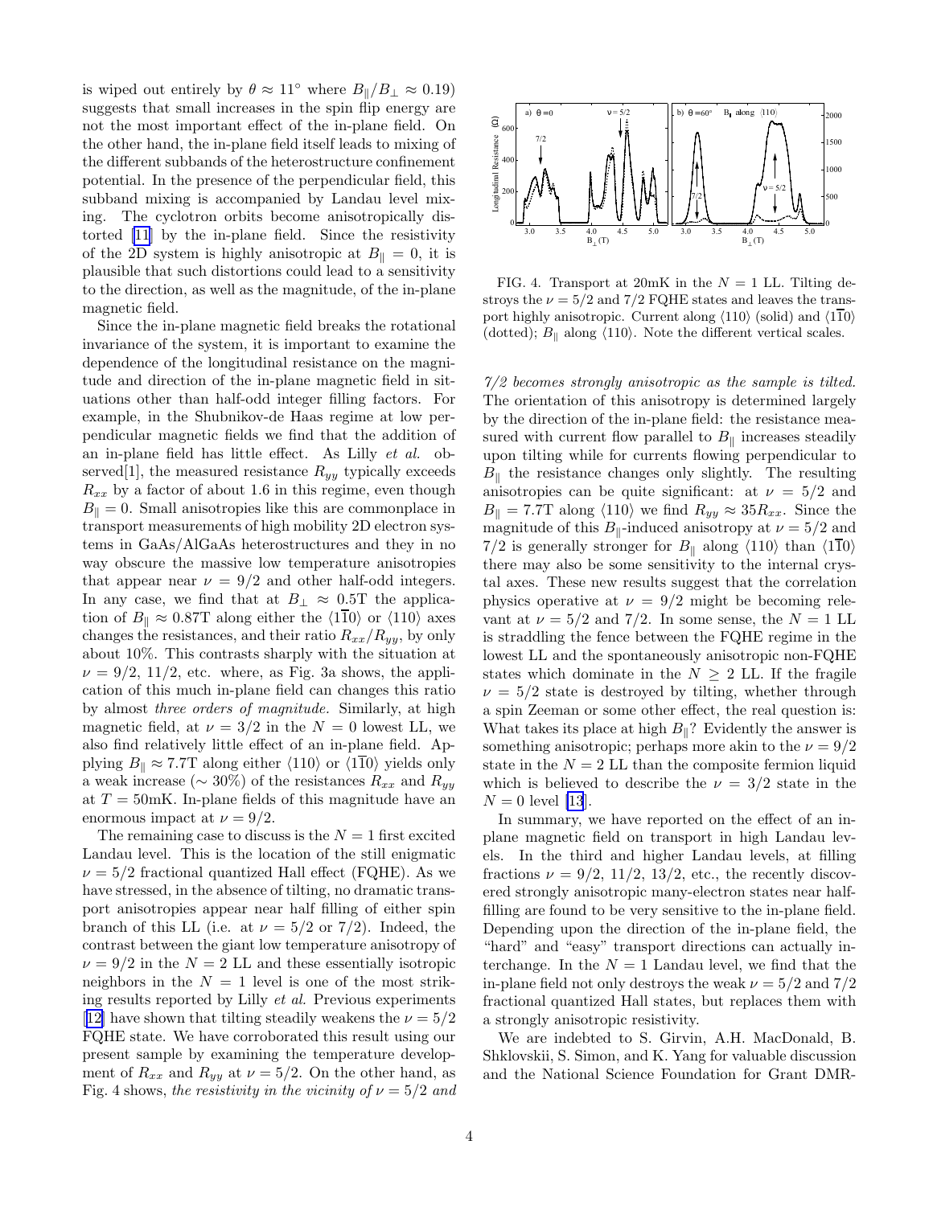is wiped out entirely by $\theta \approx 11^\circ$ where $B_\parallel/B_\perp \approx 0.19$) suggests that small increases in the spin flip energy are not the most important effect of the in-plane field. On the other hand, the in-plane field itself leads to mixing of the different subbands of the heterostructure confinement potential. In the presence of the perpendicular field, this subband mixing is accompanied by Landau level mixing. The cyclotron orbits become anisotropically distorted [11] by the in-plane field. Since the resistivity of the 2D system is highly anisotropic at $B_\parallel = 0$, it is plausible that such distortions could lead to a sensitivity to the direction, as well as the magnitude, of the in-plane magnetic field.

Since the in-plane magnetic field breaks the rotational invariance of the system, it is important to examine the dependence of the longitudinal resistance on the magnitude and direction of the in-plane magnetic field in situations other than half-odd integer filling factors. For example, in the Shubnikov-de Haas regime at low perpendicular magnetic fields we find that the addition of an in-plane field has little effect. As Lilly *et al.* observed[1], the measured resistance $R_{yy}$ typically exceeds $R_{xx}$ by a factor of about 1.6 in this regime, even though $B_\parallel = 0$. Small anisotropies like this are commonplace in transport measurements of high mobility 2D electron systems in GaAs/AlGaAs heterostructures and they in no way obscure the massive low temperature anisotropies that appear near $\nu = 9/2$ and other half-odd integers. In any case, we find that at $B_\perp \approx 0.5$T the application of $B_\parallel \approx 0.87$T along either the $\langle 1\overline{1}0\rangle$ or $\langle 110\rangle$ axes changes the resistances, and their ratio $R_{xx}/R_{yy}$, by only about 10%. This contrasts sharply with the situation at $\nu = 9/2$, 11/2, etc. where, as Fig. 3a shows, the application of this much in-plane field can changes this ratio by almost *three orders of magnitude.* Similarly, at high magnetic field, at $\nu = 3/2$ in the $N = 0$ lowest LL, we also find relatively little effect of an in-plane field. Applying $B_\parallel \approx 7.7$T along either $\langle 110\rangle$ or $\langle 1\overline{1}0\rangle$ yields only a weak increase ($\sim 30\%$) of the resistances $R_{xx}$ and $R_{yy}$ at $T = 50$mK. In-plane fields of this magnitude have an enormous impact at $\nu = 9/2$.

The remaining case to discuss is the $N = 1$ first excited Landau level. This is the location of the still enigmatic $\nu = 5/2$ fractional quantized Hall effect (FQHE). As we have stressed, in the absence of tilting, no dramatic transport anisotropies appear near half filling of either spin branch of this LL (i.e. at $\nu = 5/2$ or 7/2). Indeed, the contrast between the giant low temperature anisotropy of $\nu = 9/2$ in the $N = 2$ LL and these essentially isotropic neighbors in the $N = 1$ level is one of the most striking results reported by Lilly *et al.* Previous experiments [12] have shown that tilting steadily weakens the $\nu = 5/2$ FQHE state. We have corroborated this result using our present sample by examining the temperature development of $R_{xx}$ and $R_{yy}$ at $\nu = 5/2$. On the other hand, as Fig. 4 shows, *the resistivity in the vicinity of $\nu = 5/2$ and 7/2 becomes strongly anisotropic as the sample is tilted.* The orientation of this anisotropy is determined largely by the direction of the in-plane field: the resistance measured with current flow parallel to $B_\parallel$ increases steadily upon tilting while for currents flowing perpendicular to $B_\parallel$ the resistance changes only slightly. The resulting anisotropies can be quite significant: at $\nu = 5/2$ and $B_\parallel = 7.7$T along $\langle 110\rangle$ we find $R_{yy} \approx 35 R_{xx}$. Since the magnitude of this $B_\parallel$-induced anisotropy at $\nu = 5/2$ and 7/2 is generally stronger for $B_\parallel$ along $\langle 110\rangle$ than $\langle 1\overline{1}0\rangle$ there may also be some sensitivity to the internal crystal axes. These new results suggest that the correlation physics operative at $\nu = 9/2$ might be becoming relevant at $\nu = 5/2$ and 7/2. In some sense, the $N = 1$ LL is straddling the fence between the FQHE regime in the lowest LL and the spontaneously anisotropic non-FQHE states which dominate in the $N \geq 2$ LL. If the fragile $\nu = 5/2$ state is destroyed by tilting, whether through a spin Zeeman or some other effect, the real question is: What takes its place at high $B_\parallel$? Evidently the answer is something anisotropic; perhaps more akin to the $\nu = 9/2$ state in the $N = 2$ LL than the composite fermion liquid which is believed to describe the $\nu = 3/2$ state in the $N = 0$ level [13].

FIG. 4. Transport at 20mK in the $N = 1$ LL. Tilting destroys the $\nu = 5/2$ and 7/2 FQHE states and leaves the transport highly anisotropic. Current along $\langle 110\rangle$ (solid) and $\langle 1\overline{1}0\rangle$ (dotted); $B_\parallel$ along $\langle 110\rangle$. Note the different vertical scales.

In summary, we have reported on the effect of an in-plane magnetic field on transport in high Landau levels. In the third and higher Landau levels, at filling fractions $\nu = 9/2$, 11/2, 13/2, etc., the recently discovered strongly anisotropic many-electron states near half-filling are found to be very sensitive to the in-plane field. Depending upon the direction of the in-plane field, the "hard" and "easy" transport directions can actually interchange. In the $N = 1$ Landau level, we find that the in-plane field not only destroys the weak $\nu = 5/2$ and 7/2 fractional quantized Hall states, but replaces them with a strongly anisotropic resistivity.

We are indebted to S. Girvin, A.H. MacDonald, B. Shklovskii, S. Simon, and K. Yang for valuable discussion and the National Science Foundation for Grant DMR-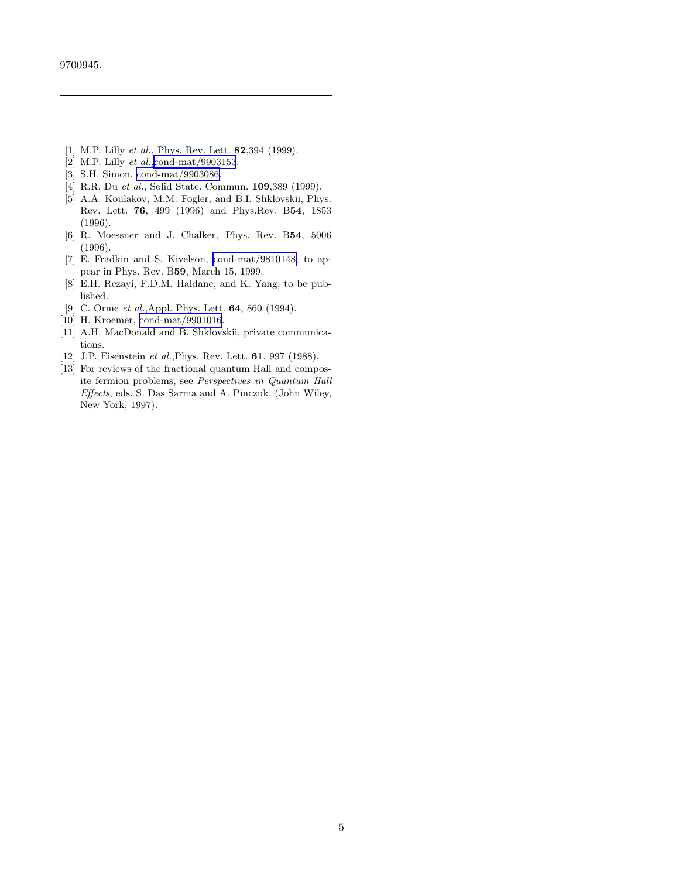9700945.

---

[1] M.P. Lilly *et al.*, Phys. Rev. Lett. **82**,394 (1999).
[2] M.P. Lilly *et al.*,cond-mat/9903153.
[3] S.H. Simon, cond-mat/9903086.
[4] R.R. Du *et al.*, Solid State. Commun. **109**,389 (1999).
[5] A.A. Koulakov, M.M. Fogler, and B.I. Shklovskii, Phys. Rev. Lett. **76**, 499 (1996) and Phys.Rev. B**54**, 1853 (1996).
[6] R. Moessner and J. Chalker, Phys. Rev. B**54**, 5006 (1996).
[7] E. Fradkin and S. Kivelson, cond-mat/9810148, to appear in Phys. Rev. B**59**, March 15, 1999.
[8] E.H. Rezayi, F.D.M. Haldane, and K. Yang, to be published.
[9] C. Orme *et al.*,Appl. Phys. Lett. **64**, 860 (1994).
[10] H. Kroemer, cond-mat/9901016.
[11] A.H. MacDonald and B. Shklovskii, private communications.
[12] J.P. Eisenstein *et al.*,Phys. Rev. Lett. **61**, 997 (1988).
[13] For reviews of the fractional quantum Hall and composite fermion problems, see *Perspectives in Quantum Hall Effects*, eds. S. Das Sarma and A. Pinczuk, (John Wiley, New York, 1997).